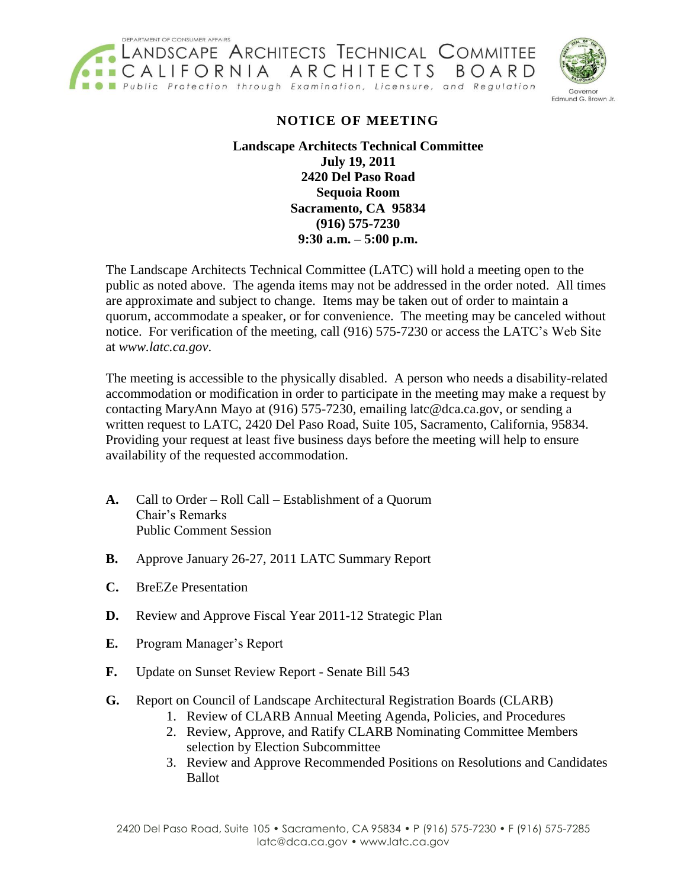DEPARTMENT OF CONSUMER AFFAIRS
LANDSCAPE ARCHITECTS TECHNICAL COMMITTEE
CALIFORNIA ARCHITECTS BOARD
Public Protection through Examination, Licensure, and Regulation

Governor
Edmund G. Brown Jr.

# NOTICE OF MEETING

**Landscape Architects Technical Committee**
**July 19, 2011**
**2420 Del Paso Road**
**Sequoia Room**
**Sacramento, CA 95834**
**(916) 575-7230**
**9:30 a.m. – 5:00 p.m.**

The Landscape Architects Technical Committee (LATC) will hold a meeting open to the public as noted above. The agenda items may not be addressed in the order noted. All times are approximate and subject to change. Items may be taken out of order to maintain a quorum, accommodate a speaker, or for convenience. The meeting may be canceled without notice. For verification of the meeting, call (916) 575-7230 or access the LATC's Web Site at *www.latc.ca.gov*.

The meeting is accessible to the physically disabled. A person who needs a disability-related accommodation or modification in order to participate in the meeting may make a request by contacting MaryAnn Mayo at (916) 575-7230, emailing latc@dca.ca.gov, or sending a written request to LATC, 2420 Del Paso Road, Suite 105, Sacramento, California, 95834. Providing your request at least five business days before the meeting will help to ensure availability of the requested accommodation.

**A.** Call to Order – Roll Call – Establishment of a Quorum
Chair's Remarks
Public Comment Session

**B.** Approve January 26-27, 2011 LATC Summary Report

**C.** BreEZe Presentation

**D.** Review and Approve Fiscal Year 2011-12 Strategic Plan

**E.** Program Manager's Report

**F.** Update on Sunset Review Report - Senate Bill 543

**G.** Report on Council of Landscape Architectural Registration Boards (CLARB)
1. Review of CLARB Annual Meeting Agenda, Policies, and Procedures
2. Review, Approve, and Ratify CLARB Nominating Committee Members selection by Election Subcommittee
3. Review and Approve Recommended Positions on Resolutions and Candidates Ballot

2420 Del Paso Road, Suite 105 • Sacramento, CA 95834 • P (916) 575-7230 • F (916) 575-7285
latc@dca.ca.gov • www.latc.ca.gov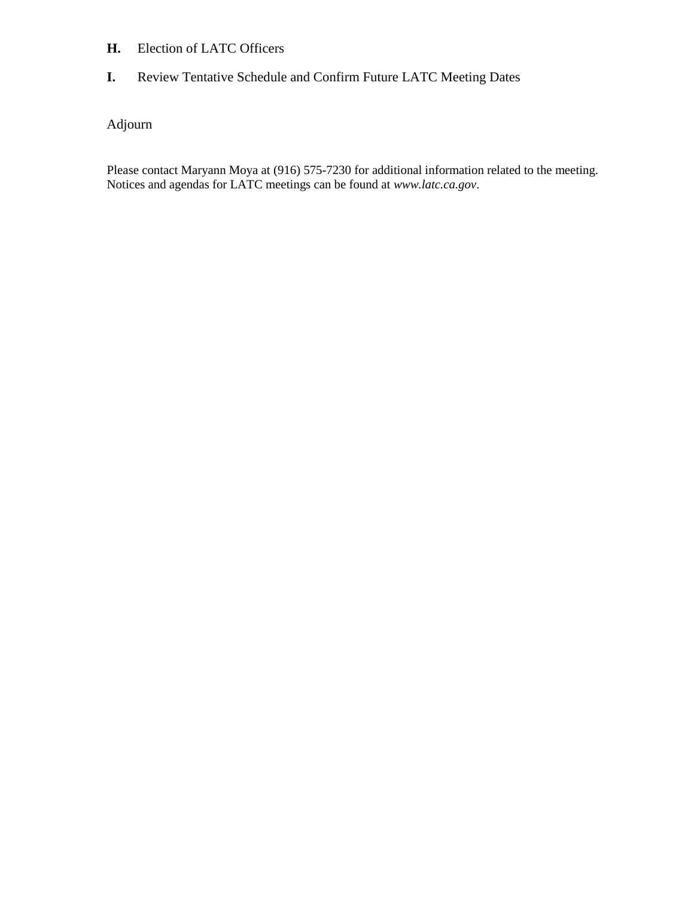**H.** Election of LATC Officers

**I.** Review Tentative Schedule and Confirm Future LATC Meeting Dates

Adjourn

Please contact Maryann Moya at (916) 575-7230 for additional information related to the meeting. Notices and agendas for LATC meetings can be found at *www.latc.ca.gov*.